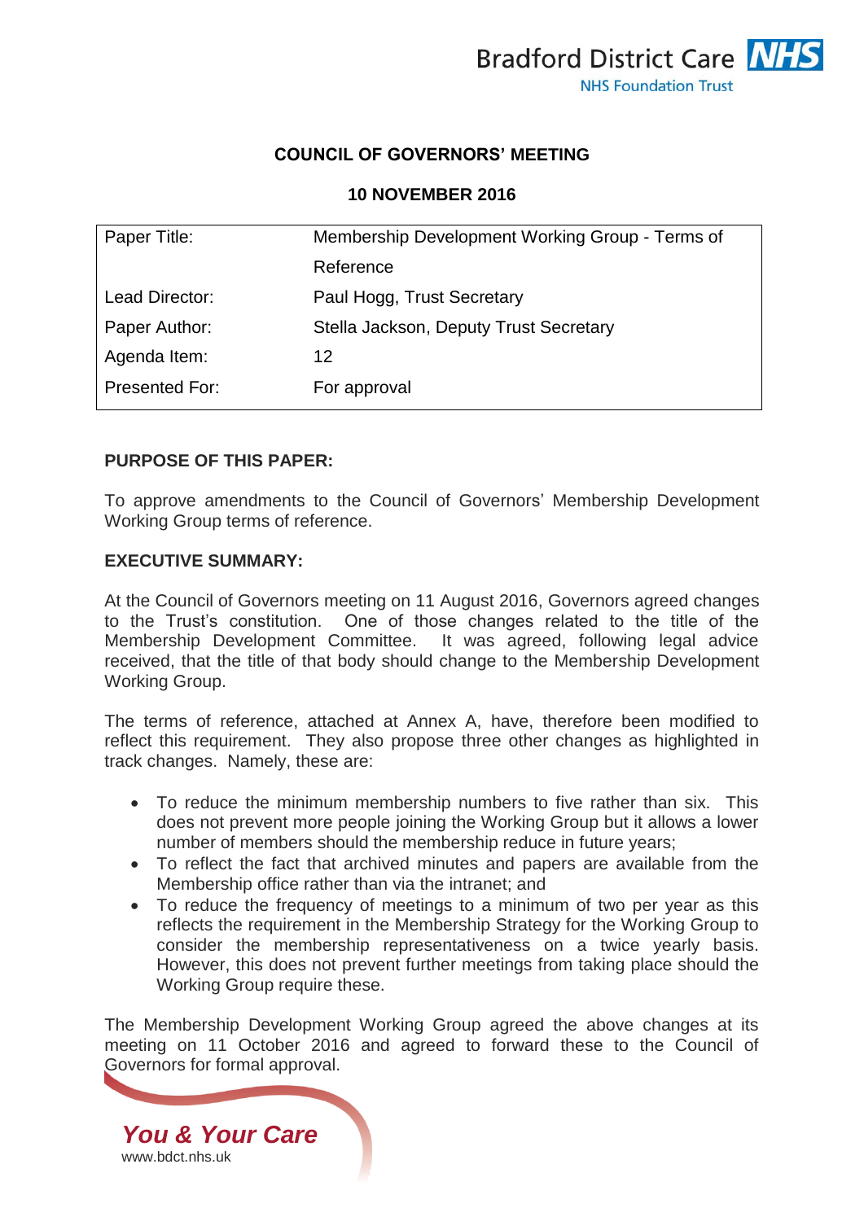## COUNCIL OF GOVERNORS' MEETING

### 10 NOVEMBER 2016

| Paper Title: | Membership Development Working Group - Terms of Reference |
|---|---|
| Lead Director: | Paul Hogg, Trust Secretary |
| Paper Author: | Stella Jackson, Deputy Trust Secretary |
| Agenda Item: | 12 |
| Presented For: | For approval |

**PURPOSE OF THIS PAPER:**

To approve amendments to the Council of Governors' Membership Development Working Group terms of reference.

**EXECUTIVE SUMMARY:**

At the Council of Governors meeting on 11 August 2016, Governors agreed changes to the Trust's constitution. One of those changes related to the title of the Membership Development Committee. It was agreed, following legal advice received, that the title of that body should change to the Membership Development Working Group.

The terms of reference, attached at Annex A, have, therefore been modified to reflect this requirement. They also propose three other changes as highlighted in track changes. Namely, these are:

- To reduce the minimum membership numbers to five rather than six. This does not prevent more people joining the Working Group but it allows a lower number of members should the membership reduce in future years;
- To reflect the fact that archived minutes and papers are available from the Membership office rather than via the intranet; and
- To reduce the frequency of meetings to a minimum of two per year as this reflects the requirement in the Membership Strategy for the Working Group to consider the membership representativeness on a twice yearly basis. However, this does not prevent further meetings from taking place should the Working Group require these.

The Membership Development Working Group agreed the above changes at its meeting on 11 October 2016 and agreed to forward these to the Council of Governors for formal approval.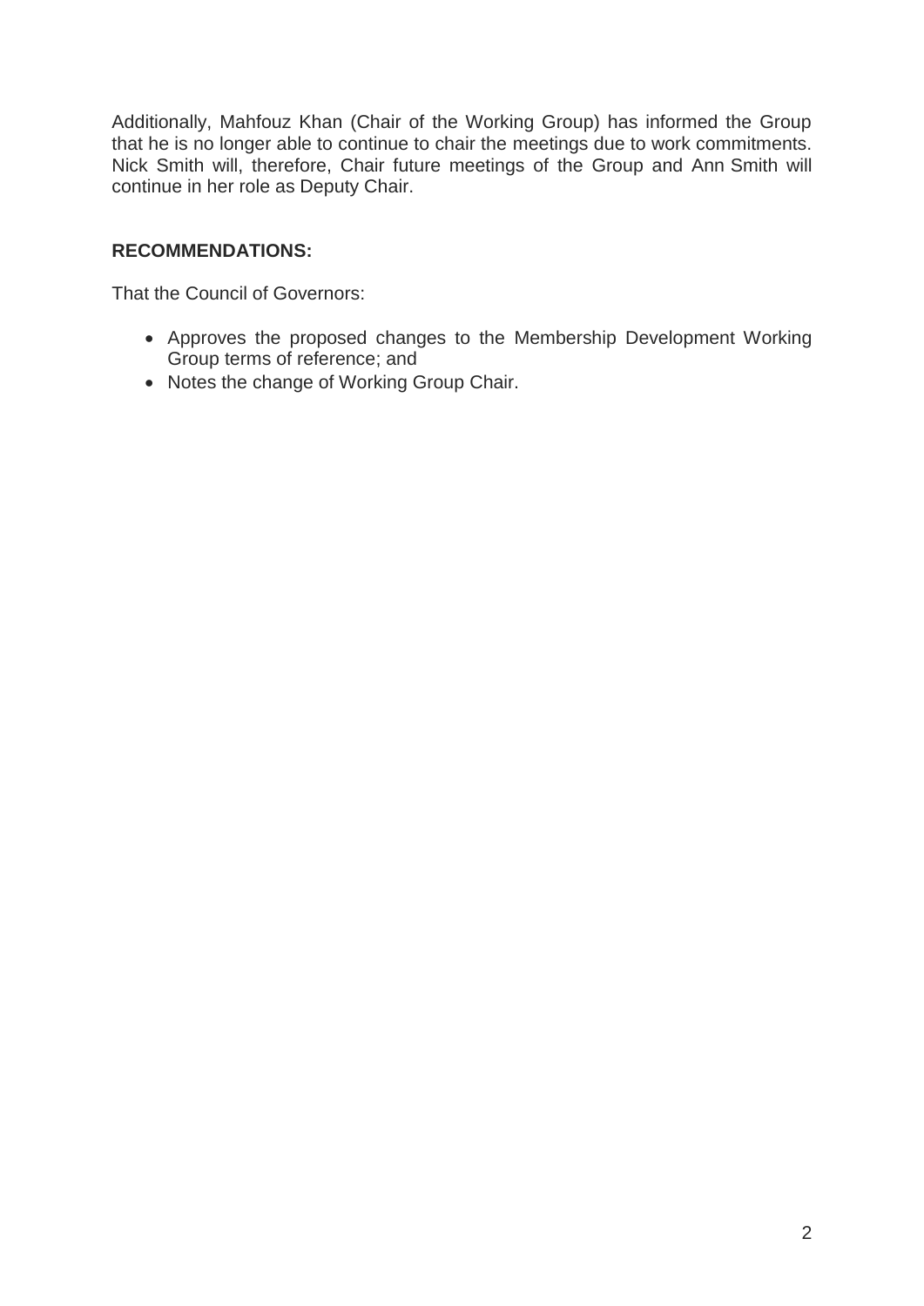Additionally, Mahfouz Khan (Chair of the Working Group) has informed the Group that he is no longer able to continue to chair the meetings due to work commitments. Nick Smith will, therefore, Chair future meetings of the Group and Ann Smith will continue in her role as Deputy Chair.

**RECOMMENDATIONS:**

That the Council of Governors:

- Approves the proposed changes to the Membership Development Working Group terms of reference; and
- Notes the change of Working Group Chair.